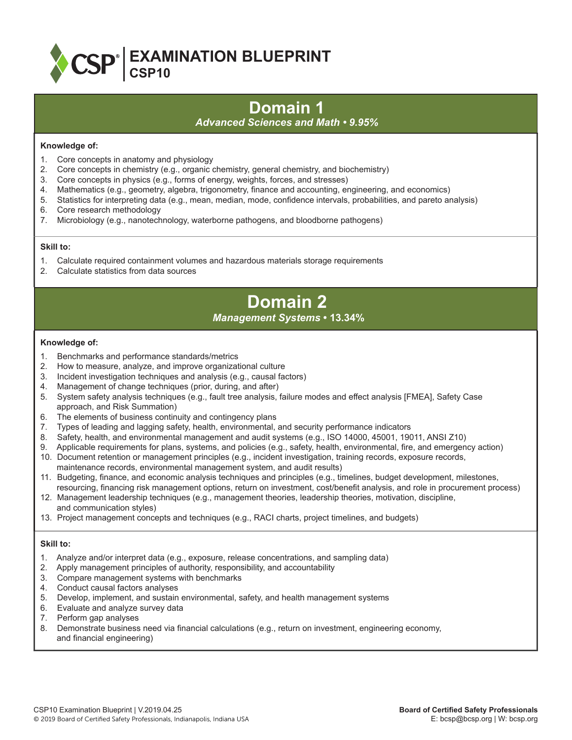# EXAMINATION BLUEPRINT
## CSP10

## Domain 1
*Advanced Sciences and Math • 9.95%*

**Knowledge of:**

1. Core concepts in anatomy and physiology
2. Core concepts in chemistry (e.g., organic chemistry, general chemistry, and biochemistry)
3. Core concepts in physics (e.g., forms of energy, weights, forces, and stresses)
4. Mathematics (e.g., geometry, algebra, trigonometry, finance and accounting, engineering, and economics)
5. Statistics for interpreting data (e.g., mean, median, mode, confidence intervals, probabilities, and pareto analysis)
6. Core research methodology
7. Microbiology (e.g., nanotechnology, waterborne pathogens, and bloodborne pathogens)

**Skill to:**

1. Calculate required containment volumes and hazardous materials storage requirements
2. Calculate statistics from data sources

## Domain 2
*Management Systems* **• 13.34%**

**Knowledge of:**

1. Benchmarks and performance standards/metrics
2. How to measure, analyze, and improve organizational culture
3. Incident investigation techniques and analysis (e.g., causal factors)
4. Management of change techniques (prior, during, and after)
5. System safety analysis techniques (e.g., fault tree analysis, failure modes and effect analysis [FMEA], Safety Case approach, and Risk Summation)
6. The elements of business continuity and contingency plans
7. Types of leading and lagging safety, health, environmental, and security performance indicators
8. Safety, health, and environmental management and audit systems (e.g., ISO 14000, 45001, 19011, ANSI Z10)
9. Applicable requirements for plans, systems, and policies (e.g., safety, health, environmental, fire, and emergency action)
10. Document retention or management principles (e.g., incident investigation, training records, exposure records, maintenance records, environmental management system, and audit results)
11. Budgeting, finance, and economic analysis techniques and principles (e.g., timelines, budget development, milestones, resourcing, financing risk management options, return on investment, cost/benefit analysis, and role in procurement process)
12. Management leadership techniques (e.g., management theories, leadership theories, motivation, discipline, and communication styles)
13. Project management concepts and techniques (e.g., RACI charts, project timelines, and budgets)

**Skill to:**

1. Analyze and/or interpret data (e.g., exposure, release concentrations, and sampling data)
2. Apply management principles of authority, responsibility, and accountability
3. Compare management systems with benchmarks
4. Conduct causal factors analyses
5. Develop, implement, and sustain environmental, safety, and health management systems
6. Evaluate and analyze survey data
7. Perform gap analyses
8. Demonstrate business need via financial calculations (e.g., return on investment, engineering economy, and financial engineering)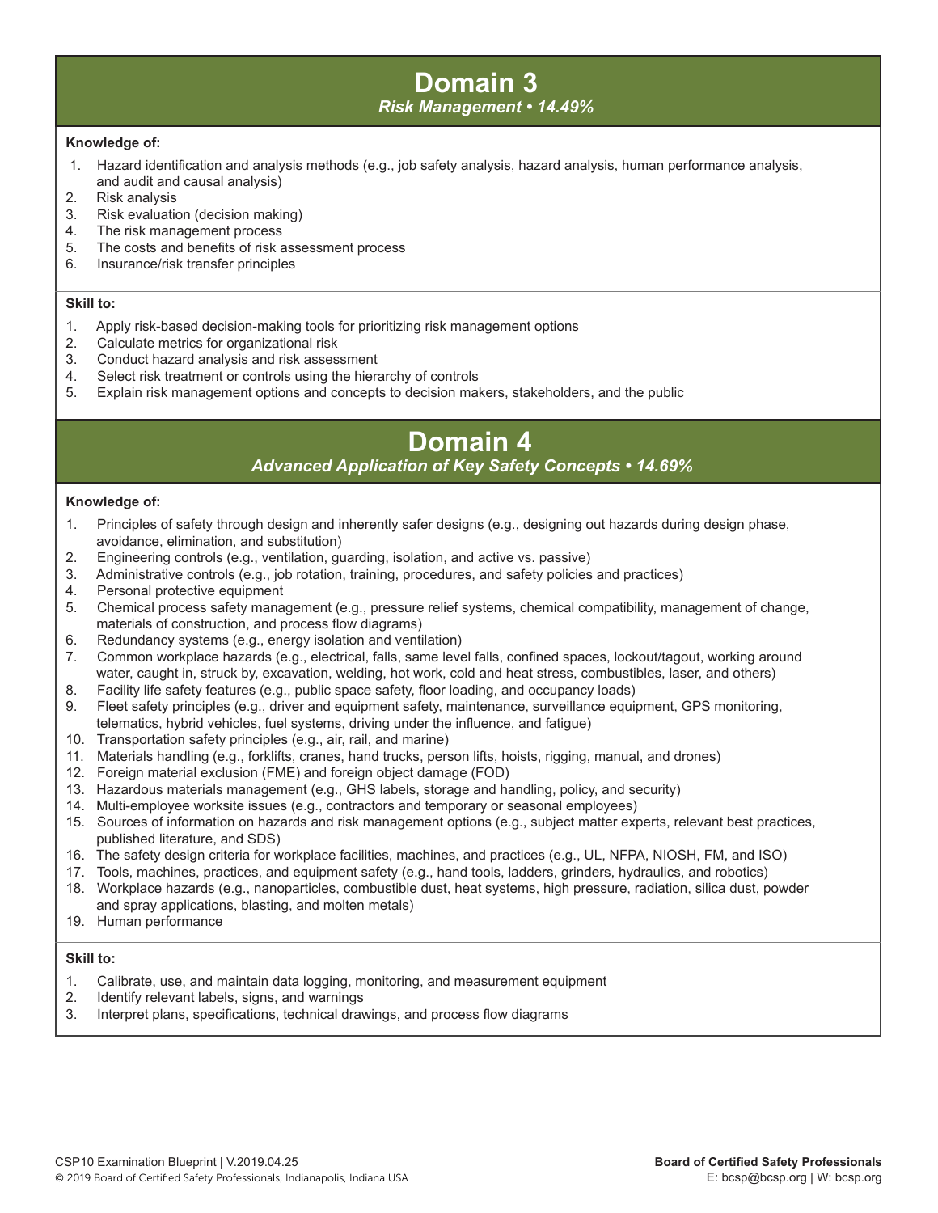# Domain 3

***Risk Management • 14.49%***

**Knowledge of:**

1. Hazard identification and analysis methods (e.g., job safety analysis, hazard analysis, human performance analysis, and audit and causal analysis)
2. Risk analysis
3. Risk evaluation (decision making)
4. The risk management process
5. The costs and benefits of risk assessment process
6. Insurance/risk transfer principles

**Skill to:**

1. Apply risk-based decision-making tools for prioritizing risk management options
2. Calculate metrics for organizational risk
3. Conduct hazard analysis and risk assessment
4. Select risk treatment or controls using the hierarchy of controls
5. Explain risk management options and concepts to decision makers, stakeholders, and the public

# Domain 4

***Advanced Application of Key Safety Concepts • 14.69%***

**Knowledge of:**

1. Principles of safety through design and inherently safer designs (e.g., designing out hazards during design phase, avoidance, elimination, and substitution)
2. Engineering controls (e.g., ventilation, guarding, isolation, and active vs. passive)
3. Administrative controls (e.g., job rotation, training, procedures, and safety policies and practices)
4. Personal protective equipment
5. Chemical process safety management (e.g., pressure relief systems, chemical compatibility, management of change, materials of construction, and process flow diagrams)
6. Redundancy systems (e.g., energy isolation and ventilation)
7. Common workplace hazards (e.g., electrical, falls, same level falls, confined spaces, lockout/tagout, working around water, caught in, struck by, excavation, welding, hot work, cold and heat stress, combustibles, laser, and others)
8. Facility life safety features (e.g., public space safety, floor loading, and occupancy loads)
9. Fleet safety principles (e.g., driver and equipment safety, maintenance, surveillance equipment, GPS monitoring, telematics, hybrid vehicles, fuel systems, driving under the influence, and fatigue)
10. Transportation safety principles (e.g., air, rail, and marine)
11. Materials handling (e.g., forklifts, cranes, hand trucks, person lifts, hoists, rigging, manual, and drones)
12. Foreign material exclusion (FME) and foreign object damage (FOD)
13. Hazardous materials management (e.g., GHS labels, storage and handling, policy, and security)
14. Multi-employee worksite issues (e.g., contractors and temporary or seasonal employees)
15. Sources of information on hazards and risk management options (e.g., subject matter experts, relevant best practices, published literature, and SDS)
16. The safety design criteria for workplace facilities, machines, and practices (e.g., UL, NFPA, NIOSH, FM, and ISO)
17. Tools, machines, practices, and equipment safety (e.g., hand tools, ladders, grinders, hydraulics, and robotics)
18. Workplace hazards (e.g., nanoparticles, combustible dust, heat systems, high pressure, radiation, silica dust, powder and spray applications, blasting, and molten metals)
19. Human performance

**Skill to:**

1. Calibrate, use, and maintain data logging, monitoring, and measurement equipment
2. Identify relevant labels, signs, and warnings
3. Interpret plans, specifications, technical drawings, and process flow diagrams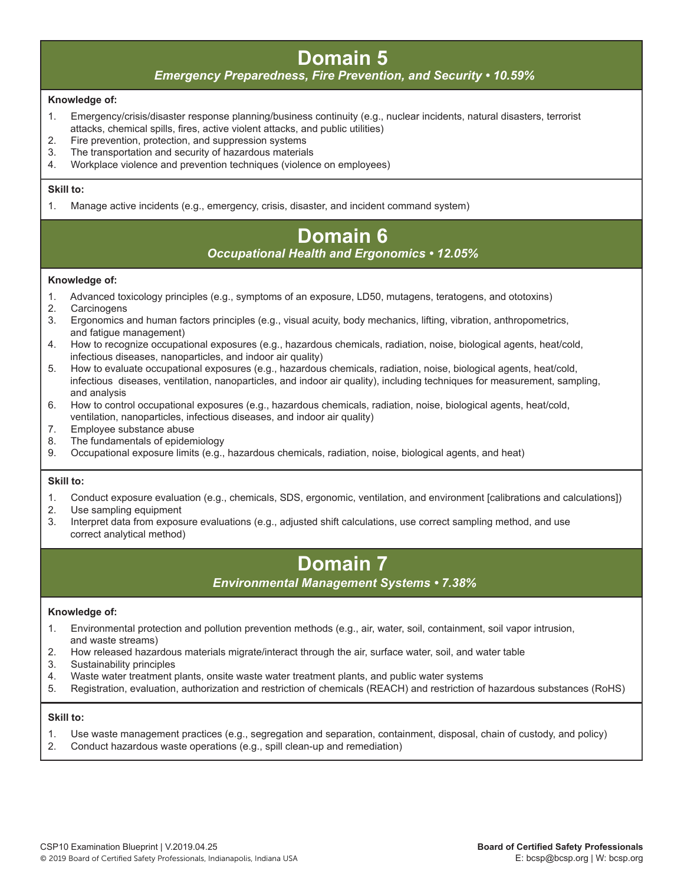## Domain 5

*Emergency Preparedness, Fire Prevention, and Security • 10.59%*

**Knowledge of:**

1. Emergency/crisis/disaster response planning/business continuity (e.g., nuclear incidents, natural disasters, terrorist attacks, chemical spills, fires, active violent attacks, and public utilities)
2. Fire prevention, protection, and suppression systems
3. The transportation and security of hazardous materials
4. Workplace violence and prevention techniques (violence on employees)

**Skill to:**

1. Manage active incidents (e.g., emergency, crisis, disaster, and incident command system)

## Domain 6

*Occupational Health and Ergonomics • 12.05%*

**Knowledge of:**

1. Advanced toxicology principles (e.g., symptoms of an exposure, LD50, mutagens, teratogens, and ototoxins)
2. Carcinogens
3. Ergonomics and human factors principles (e.g., visual acuity, body mechanics, lifting, vibration, anthropometrics, and fatigue management)
4. How to recognize occupational exposures (e.g., hazardous chemicals, radiation, noise, biological agents, heat/cold, infectious diseases, nanoparticles, and indoor air quality)
5. How to evaluate occupational exposures (e.g., hazardous chemicals, radiation, noise, biological agents, heat/cold, infectious diseases, ventilation, nanoparticles, and indoor air quality), including techniques for measurement, sampling, and analysis
6. How to control occupational exposures (e.g., hazardous chemicals, radiation, noise, biological agents, heat/cold, ventilation, nanoparticles, infectious diseases, and indoor air quality)
7. Employee substance abuse
8. The fundamentals of epidemiology
9. Occupational exposure limits (e.g., hazardous chemicals, radiation, noise, biological agents, and heat)

**Skill to:**

1. Conduct exposure evaluation (e.g., chemicals, SDS, ergonomic, ventilation, and environment [calibrations and calculations])
2. Use sampling equipment
3. Interpret data from exposure evaluations (e.g., adjusted shift calculations, use correct sampling method, and use correct analytical method)

## Domain 7

*Environmental Management Systems • 7.38%*

**Knowledge of:**

1. Environmental protection and pollution prevention methods (e.g., air, water, soil, containment, soil vapor intrusion, and waste streams)
2. How released hazardous materials migrate/interact through the air, surface water, soil, and water table
3. Sustainability principles
4. Waste water treatment plants, onsite waste water treatment plants, and public water systems
5. Registration, evaluation, authorization and restriction of chemicals (REACH) and restriction of hazardous substances (RoHS)

**Skill to:**

1. Use waste management practices (e.g., segregation and separation, containment, disposal, chain of custody, and policy)
2. Conduct hazardous waste operations (e.g., spill clean-up and remediation)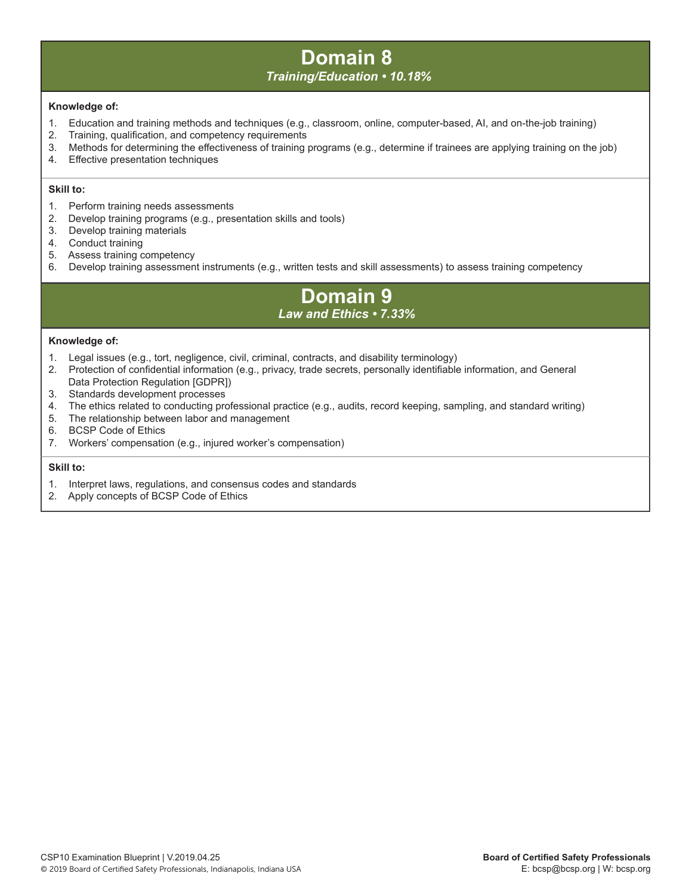## Domain 8

***Training/Education • 10.18%***

**Knowledge of:**

1. Education and training methods and techniques (e.g., classroom, online, computer-based, AI, and on-the-job training)
2. Training, qualification, and competency requirements
3. Methods for determining the effectiveness of training programs (e.g., determine if trainees are applying training on the job)
4. Effective presentation techniques

**Skill to:**

1. Perform training needs assessments
2. Develop training programs (e.g., presentation skills and tools)
3. Develop training materials
4. Conduct training
5. Assess training competency
6. Develop training assessment instruments (e.g., written tests and skill assessments) to assess training competency

## Domain 9

***Law and Ethics • 7.33%***

**Knowledge of:**

1. Legal issues (e.g., tort, negligence, civil, criminal, contracts, and disability terminology)
2. Protection of confidential information (e.g., privacy, trade secrets, personally identifiable information, and General Data Protection Regulation [GDPR])
3. Standards development processes
4. The ethics related to conducting professional practice (e.g., audits, record keeping, sampling, and standard writing)
5. The relationship between labor and management
6. BCSP Code of Ethics
7. Workers' compensation (e.g., injured worker's compensation)

**Skill to:**

1. Interpret laws, regulations, and consensus codes and standards
2. Apply concepts of BCSP Code of Ethics